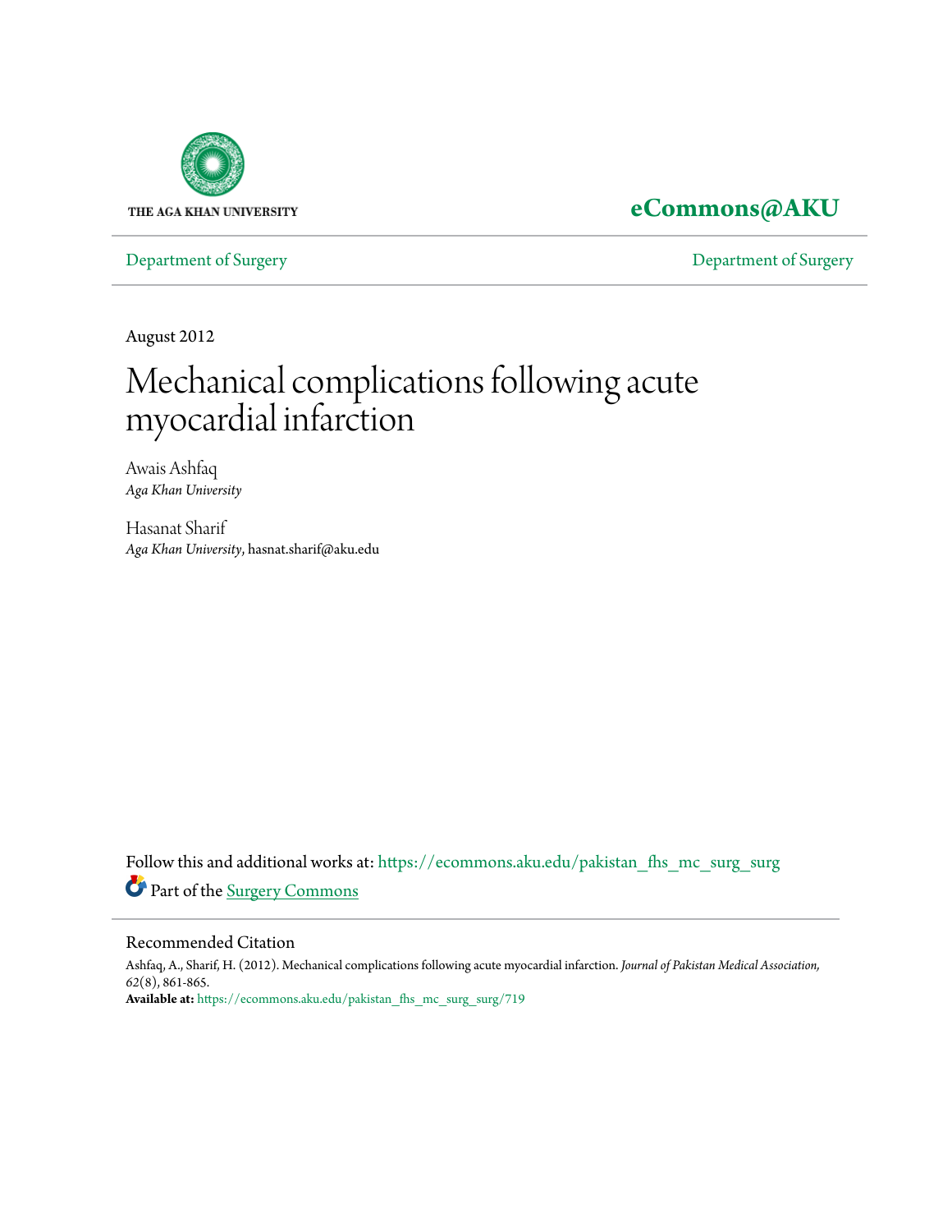THE AGA KHAN UNIVERSITY

**eCommons@AKU**

Department of Surgery | Department of Surgery

August 2012

# Mechanical complications following acute myocardial infarction

Awais Ashfaq
*Aga Khan University*

Hasanat Sharif
*Aga Khan University*, hasnat.sharif@aku.edu

Follow this and additional works at: https://ecommons.aku.edu/pakistan_fhs_mc_surg_surg

Part of the Surgery Commons

## Recommended Citation

Ashfaq, A., Sharif, H. (2012). Mechanical complications following acute myocardial infarction. *Journal of Pakistan Medical Association, 62*(8), 861-865.

**Available at:** https://ecommons.aku.edu/pakistan_fhs_mc_surg_surg/719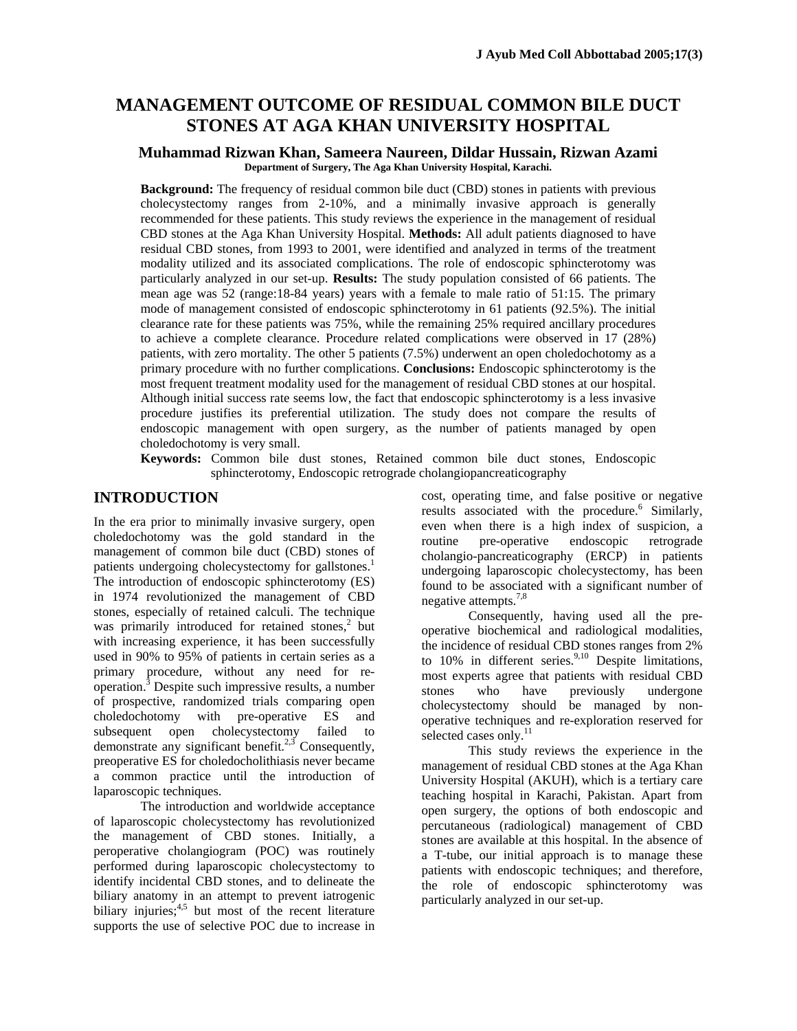# MANAGEMENT OUTCOME OF RESIDUAL COMMON BILE DUCT STONES AT AGA KHAN UNIVERSITY HOSPITAL

**Muhammad Rizwan Khan, Sameera Naureen, Dildar Hussain, Rizwan Azami**

**Department of Surgery, The Aga Khan University Hospital, Karachi.**

**Background:** The frequency of residual common bile duct (CBD) stones in patients with previous cholecystectomy ranges from 2-10%, and a minimally invasive approach is generally recommended for these patients. This study reviews the experience in the management of residual CBD stones at the Aga Khan University Hospital. **Methods:** All adult patients diagnosed to have residual CBD stones, from 1993 to 2001, were identified and analyzed in terms of the treatment modality utilized and its associated complications. The role of endoscopic sphincterotomy was particularly analyzed in our set-up. **Results:** The study population consisted of 66 patients. The mean age was 52 (range:18-84 years) years with a female to male ratio of 51:15. The primary mode of management consisted of endoscopic sphincterotomy in 61 patients (92.5%). The initial clearance rate for these patients was 75%, while the remaining 25% required ancillary procedures to achieve a complete clearance. Procedure related complications were observed in 17 (28%) patients, with zero mortality. The other 5 patients (7.5%) underwent an open choledochotomy as a primary procedure with no further complications. **Conclusions:** Endoscopic sphincterotomy is the most frequent treatment modality used for the management of residual CBD stones at our hospital. Although initial success rate seems low, the fact that endoscopic sphincterotomy is a less invasive procedure justifies its preferential utilization. The study does not compare the results of endoscopic management with open surgery, as the number of patients managed by open choledochotomy is very small.

**Keywords:** Common bile dust stones, Retained common bile duct stones, Endoscopic sphincterotomy, Endoscopic retrograde cholangiopancreaticography

## INTRODUCTION

In the era prior to minimally invasive surgery, open choledochotomy was the gold standard in the management of common bile duct (CBD) stones of patients undergoing cholecystectomy for gallstones.[1] The introduction of endoscopic sphincterotomy (ES) in 1974 revolutionized the management of CBD stones, especially of retained calculi. The technique was primarily introduced for retained stones,[2] but with increasing experience, it has been successfully used in 90% to 95% of patients in certain series as a primary procedure, without any need for re-operation.[3] Despite such impressive results, a number of prospective, randomized trials comparing open choledochotomy with pre-operative ES and subsequent open cholecystectomy failed to demonstrate any significant benefit.[2,3] Consequently, preoperative ES for choledocholithiasis never became a common practice until the introduction of laparoscopic techniques.

The introduction and worldwide acceptance of laparoscopic cholecystectomy has revolutionized the management of CBD stones. Initially, a peroperative cholangiogram (POC) was routinely performed during laparoscopic cholecystectomy to identify incidental CBD stones, and to delineate the biliary anatomy in an attempt to prevent iatrogenic biliary injuries;[4,5] but most of the recent literature supports the use of selective POC due to increase in cost, operating time, and false positive or negative results associated with the procedure.[6] Similarly, even when there is a high index of suspicion, a routine pre-operative endoscopic retrograde cholangio-pancreaticography (ERCP) in patients undergoing laparoscopic cholecystectomy, has been found to be associated with a significant number of negative attempts.[7,8]

Consequently, having used all the pre-operative biochemical and radiological modalities, the incidence of residual CBD stones ranges from 2% to 10% in different series.[9,10] Despite limitations, most experts agree that patients with residual CBD stones who have previously undergone cholecystectomy should be managed by non-operative techniques and re-exploration reserved for selected cases only.[11]

This study reviews the experience in the management of residual CBD stones at the Aga Khan University Hospital (AKUH), which is a tertiary care teaching hospital in Karachi, Pakistan. Apart from open surgery, the options of both endoscopic and percutaneous (radiological) management of CBD stones are available at this hospital. In the absence of a T-tube, our initial approach is to manage these patients with endoscopic techniques; and therefore, the role of endoscopic sphincterotomy was particularly analyzed in our set-up.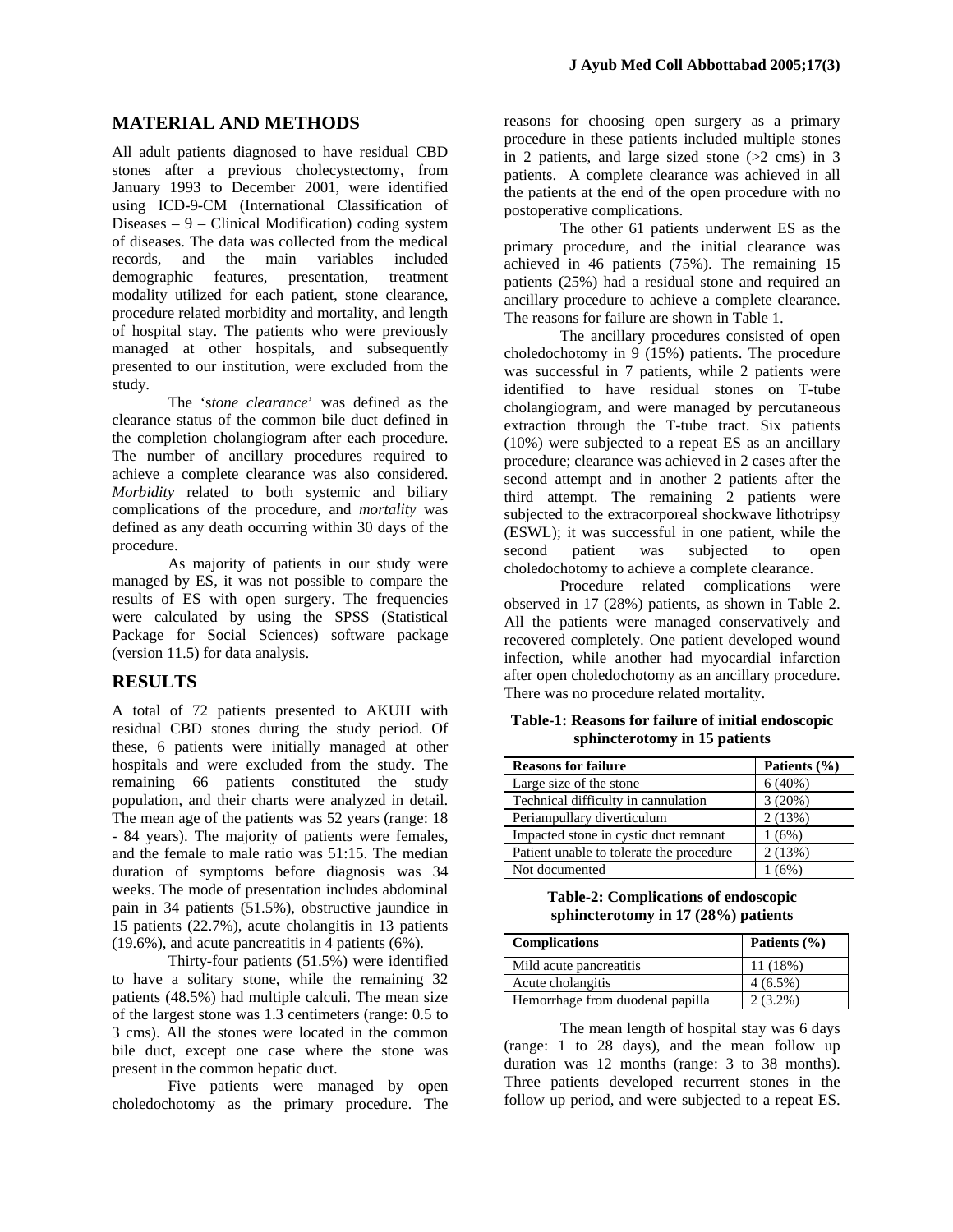## MATERIAL AND METHODS

All adult patients diagnosed to have residual CBD stones after a previous cholecystectomy, from January 1993 to December 2001, were identified using ICD-9-CM (International Classification of Diseases – 9 – Clinical Modification) coding system of diseases. The data was collected from the medical records, and the main variables included demographic features, presentation, treatment modality utilized for each patient, stone clearance, procedure related morbidity and mortality, and length of hospital stay. The patients who were previously managed at other hospitals, and subsequently presented to our institution, were excluded from the study.

The '*stone clearance*' was defined as the clearance status of the common bile duct defined in the completion cholangiogram after each procedure. The number of ancillary procedures required to achieve a complete clearance was also considered. *Morbidity* related to both systemic and biliary complications of the procedure, and *mortality* was defined as any death occurring within 30 days of the procedure.

As majority of patients in our study were managed by ES, it was not possible to compare the results of ES with open surgery. The frequencies were calculated by using the SPSS (Statistical Package for Social Sciences) software package (version 11.5) for data analysis.

## RESULTS

A total of 72 patients presented to AKUH with residual CBD stones during the study period. Of these, 6 patients were initially managed at other hospitals and were excluded from the study. The remaining 66 patients constituted the study population, and their charts were analyzed in detail. The mean age of the patients was 52 years (range: 18 - 84 years). The majority of patients were females, and the female to male ratio was 51:15. The median duration of symptoms before diagnosis was 34 weeks. The mode of presentation includes abdominal pain in 34 patients (51.5%), obstructive jaundice in 15 patients (22.7%), acute cholangitis in 13 patients (19.6%), and acute pancreatitis in 4 patients (6%).

Thirty-four patients (51.5%) were identified to have a solitary stone, while the remaining 32 patients (48.5%) had multiple calculi. The mean size of the largest stone was 1.3 centimeters (range: 0.5 to 3 cms). All the stones were located in the common bile duct, except one case where the stone was present in the common hepatic duct.

Five patients were managed by open choledochotomy as the primary procedure. The reasons for choosing open surgery as a primary procedure in these patients included multiple stones in 2 patients, and large sized stone (>2 cms) in 3 patients. A complete clearance was achieved in all the patients at the end of the open procedure with no postoperative complications.

The other 61 patients underwent ES as the primary procedure, and the initial clearance was achieved in 46 patients (75%). The remaining 15 patients (25%) had a residual stone and required an ancillary procedure to achieve a complete clearance. The reasons for failure are shown in Table 1.

The ancillary procedures consisted of open choledochotomy in 9 (15%) patients. The procedure was successful in 7 patients, while 2 patients were identified to have residual stones on T-tube cholangiogram, and were managed by percutaneous extraction through the T-tube tract. Six patients (10%) were subjected to a repeat ES as an ancillary procedure; clearance was achieved in 2 cases after the second attempt and in another 2 patients after the third attempt. The remaining 2 patients were subjected to the extracorporeal shockwave lithotripsy (ESWL); it was successful in one patient, while the second patient was subjected to open choledochotomy to achieve a complete clearance.

Procedure related complications were observed in 17 (28%) patients, as shown in Table 2. All the patients were managed conservatively and recovered completely. One patient developed wound infection, while another had myocardial infarction after open choledochotomy as an ancillary procedure. There was no procedure related mortality.

**Table-1: Reasons for failure of initial endoscopic sphincterotomy in 15 patients**

| Reasons for failure | Patients (%) |
|---|---|
| Large size of the stone | 6 (40%) |
| Technical difficulty in cannulation | 3 (20%) |
| Periampullary diverticulum | 2 (13%) |
| Impacted stone in cystic duct remnant | 1 (6%) |
| Patient unable to tolerate the procedure | 2 (13%) |
| Not documented | 1 (6%) |

**Table-2: Complications of endoscopic sphincterotomy in 17 (28%) patients**

| Complications | Patients (%) |
|---|---|
| Mild acute pancreatitis | 11 (18%) |
| Acute cholangitis | 4 (6.5%) |
| Hemorrhage from duodenal papilla | 2 (3.2%) |

The mean length of hospital stay was 6 days (range: 1 to 28 days), and the mean follow up duration was 12 months (range: 3 to 38 months). Three patients developed recurrent stones in the follow up period, and were subjected to a repeat ES.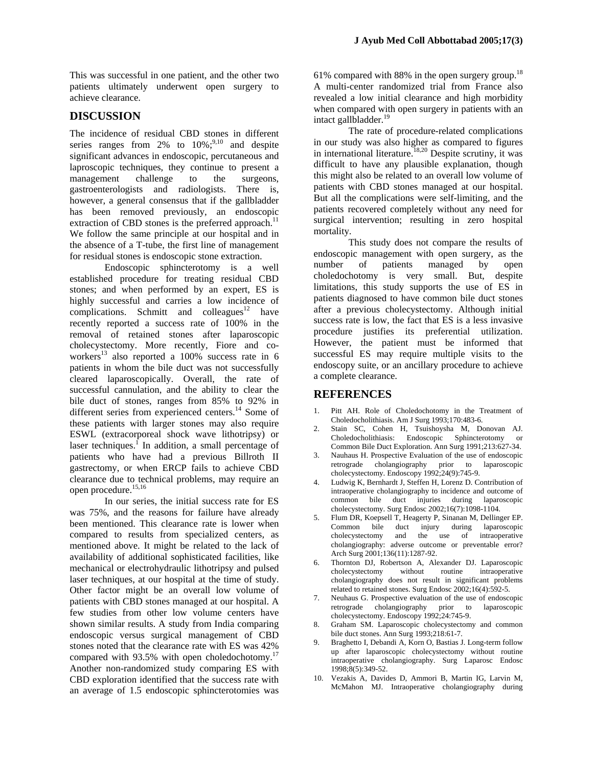This was successful in one patient, and the other two patients ultimately underwent open surgery to achieve clearance.

## DISCUSSION

The incidence of residual CBD stones in different series ranges from 2% to 10%;[9,10] and despite significant advances in endoscopic, percutaneous and laproscopic techniques, they continue to present a management challenge to the surgeons, gastroenterologists and radiologists. There is, however, a general consensus that if the gallbladder has been removed previously, an endoscopic extraction of CBD stones is the preferred approach.[11] We follow the same principle at our hospital and in the absence of a T-tube, the first line of management for residual stones is endoscopic stone extraction.

Endoscopic sphincterotomy is a well established procedure for treating residual CBD stones; and when performed by an expert, ES is highly successful and carries a low incidence of complications. Schmitt and colleagues[12] have recently reported a success rate of 100% in the removal of retained stones after laparoscopic cholecystectomy. More recently, Fiore and co-workers[13] also reported a 100% success rate in 6 patients in whom the bile duct was not successfully cleared laparoscopically. Overall, the rate of successful cannulation, and the ability to clear the bile duct of stones, ranges from 85% to 92% in different series from experienced centers.[14] Some of these patients with larger stones may also require ESWL (extracorporeal shock wave lithotripsy) or laser techniques.[1] In addition, a small percentage of patients who have had a previous Billroth II gastrectomy, or when ERCP fails to achieve CBD clearance due to technical problems, may require an open procedure.[15,16]

In our series, the initial success rate for ES was 75%, and the reasons for failure have already been mentioned. This clearance rate is lower when compared to results from specialized centers, as mentioned above. It might be related to the lack of availability of additional sophisticated facilities, like mechanical or electrohydraulic lithotripsy and pulsed laser techniques, at our hospital at the time of study. Other factor might be an overall low volume of patients with CBD stones managed at our hospital. A few studies from other low volume centers have shown similar results. A study from India comparing endoscopic versus surgical management of CBD stones noted that the clearance rate with ES was 42% compared with 93.5% with open choledochotomy.[17] Another non-randomized study comparing ES with CBD exploration identified that the success rate with an average of 1.5 endoscopic sphincterotomies was 61% compared with 88% in the open surgery group.[18] A multi-center randomized trial from France also revealed a low initial clearance and high morbidity when compared with open surgery in patients with an intact gallbladder.[19]

The rate of procedure-related complications in our study was also higher as compared to figures in international literature.[18,20] Despite scrutiny, it was difficult to have any plausible explanation, though this might also be related to an overall low volume of patients with CBD stones managed at our hospital. But all the complications were self-limiting, and the patients recovered completely without any need for surgical intervention; resulting in zero hospital mortality.

This study does not compare the results of endoscopic management with open surgery, as the number of patients managed by open choledochotomy is very small. But, despite limitations, this study supports the use of ES in patients diagnosed to have common bile duct stones after a previous cholecystectomy. Although initial success rate is low, the fact that ES is a less invasive procedure justifies its preferential utilization. However, the patient must be informed that successful ES may require multiple visits to the endoscopy suite, or an ancillary procedure to achieve a complete clearance.

## REFERENCES

1. Pitt AH. Role of Choledochotomy in the Treatment of Choledocholithiasis. Am J Surg 1993;170:483-6.
2. Stain SC, Cohen H, Tsuishoysha M, Donovan AJ. Choledocholithiasis: Endoscopic Sphincterotomy or Common Bile Duct Exploration. Ann Surg 1991;213:627-34.
3. Nauhaus H. Prospective Evaluation of the use of endoscopic retrograde cholangiography prior to laparoscopic cholecystectomy. Endoscopy 1992;24(9):745-9.
4. Ludwig K, Bernhardt J, Steffen H, Lorenz D. Contribution of intraoperative cholangiography to incidence and outcome of common bile duct injuries during laparoscopic cholecystectomy. Surg Endosc 2002;16(7):1098-1104.
5. Flum DR, Koepsell T, Heagerty P, Sinanan M, Dellinger EP. Common bile duct injury during laparoscopic cholecystectomy and the use of intraoperative cholangiography: adverse outcome or preventable error? Arch Surg 2001;136(11):1287-92.
6. Thornton DJ, Robertson A, Alexander DJ. Laparoscopic cholecystectomy without routine intraoperative cholangiography does not result in significant problems related to retained stones. Surg Endosc 2002;16(4):592-5.
7. Neuhaus G. Prospective evaluation of the use of endoscopic retrograde cholangiography prior to laparoscopic cholecystectomy. Endoscopy 1992;24:745-9.
8. Graham SM. Laparoscopic cholecystectomy and common bile duct stones. Ann Surg 1993;218:61-7.
9. Braghetto I, Debandi A, Korn O, Bastias J. Long-term follow up after laparoscopic cholecystectomy without routine intraoperative cholangiography. Surg Laparosc Endosc 1998;8(5):349-52.
10. Vezakis A, Davides D, Ammori B, Martin IG, Larvin M, McMahon MJ. Intraoperative cholangiography during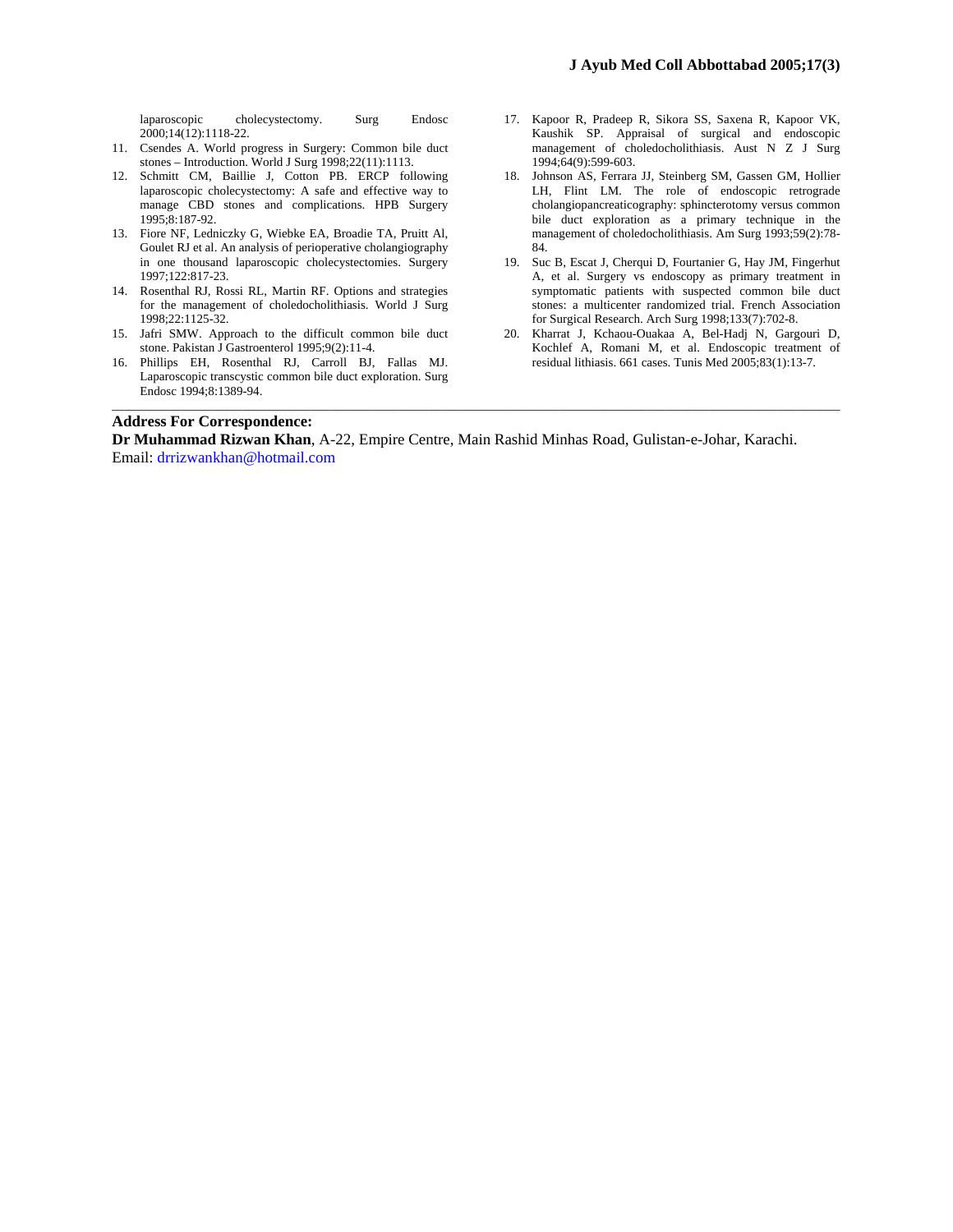laparoscopic cholecystectomy. Surg Endosc 2000;14(12):1118-22.

11. Csendes A. World progress in Surgery: Common bile duct stones – Introduction. World J Surg 1998;22(11):1113.
12. Schmitt CM, Baillie J, Cotton PB. ERCP following laparoscopic cholecystectomy: A safe and effective way to manage CBD stones and complications. HPB Surgery 1995;8:187-92.
13. Fiore NF, Ledniczky G, Wiebke EA, Broadie TA, Pruitt Al, Goulet RJ et al. An analysis of perioperative cholangiography in one thousand laparoscopic cholecystectomies. Surgery 1997;122:817-23.
14. Rosenthal RJ, Rossi RL, Martin RF. Options and strategies for the management of choledocholithiasis. World J Surg 1998;22:1125-32.
15. Jafri SMW. Approach to the difficult common bile duct stone. Pakistan J Gastroenterol 1995;9(2):11-4.
16. Phillips EH, Rosenthal RJ, Carroll BJ, Fallas MJ. Laparoscopic transcystic common bile duct exploration. Surg Endosc 1994;8:1389-94.
17. Kapoor R, Pradeep R, Sikora SS, Saxena R, Kapoor VK, Kaushik SP. Appraisal of surgical and endoscopic management of choledocholithiasis. Aust N Z J Surg 1994;64(9):599-603.
18. Johnson AS, Ferrara JJ, Steinberg SM, Gassen GM, Hollier LH, Flint LM. The role of endoscopic retrograde cholangiopancreaticography: sphincterotomy versus common bile duct exploration as a primary technique in the management of choledocholithiasis. Am Surg 1993;59(2):78-84.
19. Suc B, Escat J, Cherqui D, Fourtanier G, Hay JM, Fingerhut A, et al. Surgery vs endoscopy as primary treatment in symptomatic patients with suspected common bile duct stones: a multicenter randomized trial. French Association for Surgical Research. Arch Surg 1998;133(7):702-8.
20. Kharrat J, Kchaou-Ouakaa A, Bel-Hadj N, Gargouri D, Kochlef A, Romani M, et al. Endoscopic treatment of residual lithiasis. 661 cases. Tunis Med 2005;83(1):13-7.

---

**Address For Correspondence:**

**Dr Muhammad Rizwan Khan**, A-22, Empire Centre, Main Rashid Minhas Road, Gulistan-e-Johar, Karachi.
Email: drrizwankhan@hotmail.com